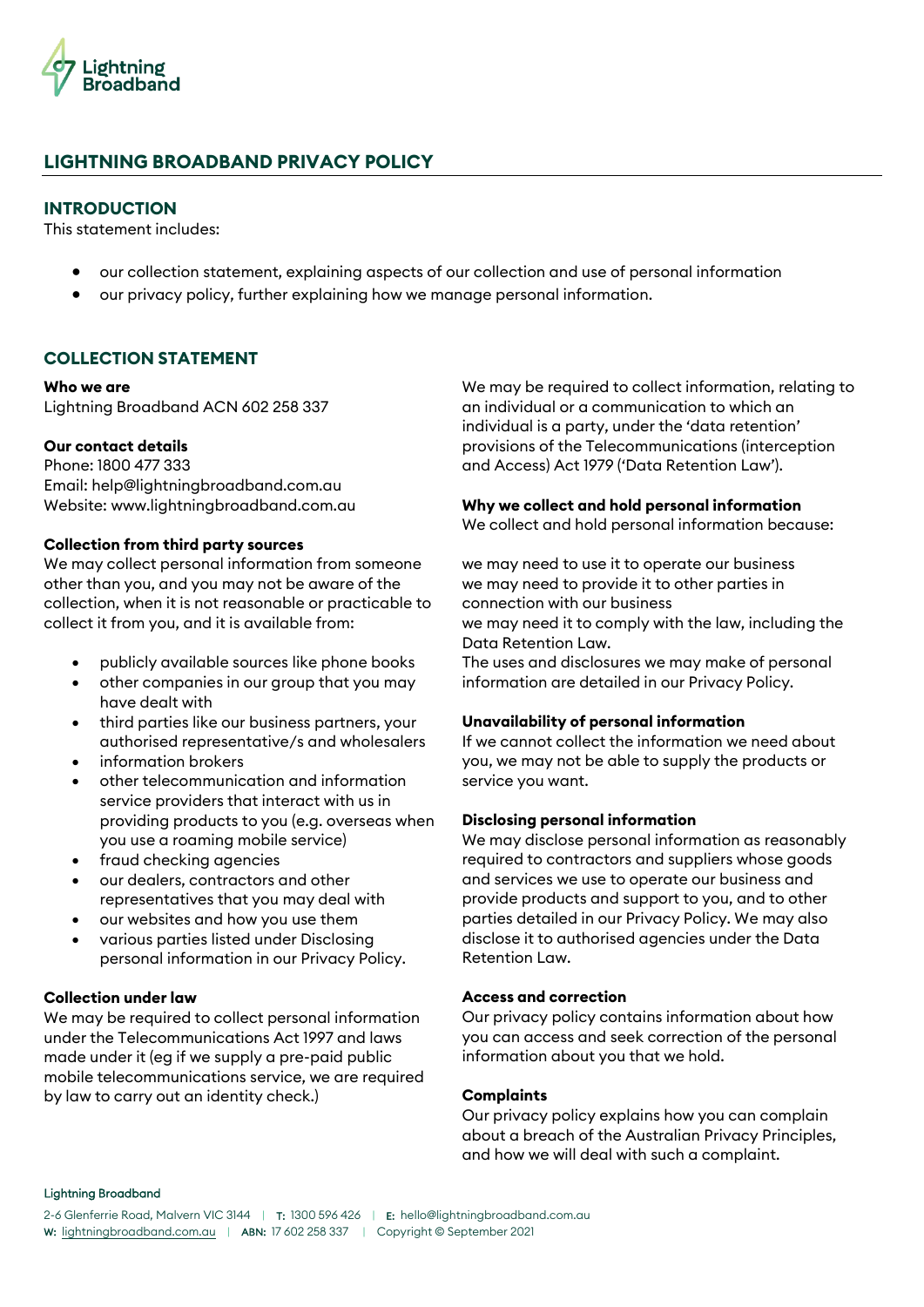# LIGHTNING BROADBAND PRIVACY POLICY

## INTRODUCTION

This statement includes:

- our collection statement, explaining aspects of our collection and use of personal information
- our privacy policy, further explaining how we manage personal information.

## COLLECTION STATEMENT

**Who we are**
Lightning Broadband ACN 602 258 337

**Our contact details**
Phone: 1800 477 333
Email: help@lightningbroadband.com.au
Website: www.lightningbroadband.com.au

**Collection from third party sources**
We may collect personal information from someone other than you, and you may not be aware of the collection, when it is not reasonable or practicable to collect it from you, and it is available from:

- publicly available sources like phone books
- other companies in our group that you may have dealt with
- third parties like our business partners, your authorised representative/s and wholesalers
- information brokers
- other telecommunication and information service providers that interact with us in providing products to you (e.g. overseas when you use a roaming mobile service)
- fraud checking agencies
- our dealers, contractors and other representatives that you may deal with
- our websites and how you use them
- various parties listed under Disclosing personal information in our Privacy Policy.

**Collection under law**
We may be required to collect personal information under the Telecommunications Act 1997 and laws made under it (eg if we supply a pre-paid public mobile telecommunications service, we are required by law to carry out an identity check.)

We may be required to collect information, relating to an individual or a communication to which an individual is a party, under the 'data retention' provisions of the Telecommunications (interception and Access) Act 1979 ('Data Retention Law').

**Why we collect and hold personal information**
We collect and hold personal information because:

we may need to use it to operate our business
we may need to provide it to other parties in connection with our business
we may need it to comply with the law, including the Data Retention Law.
The uses and disclosures we may make of personal information are detailed in our Privacy Policy.

**Unavailability of personal information**
If we cannot collect the information we need about you, we may not be able to supply the products or service you want.

**Disclosing personal information**
We may disclose personal information as reasonably required to contractors and suppliers whose goods and services we use to operate our business and provide products and support to you, and to other parties detailed in our Privacy Policy. We may also disclose it to authorised agencies under the Data Retention Law.

**Access and correction**
Our privacy policy contains information about how you can access and seek correction of the personal information about you that we hold.

**Complaints**
Our privacy policy explains how you can complain about a breach of the Australian Privacy Principles, and how we will deal with such a complaint.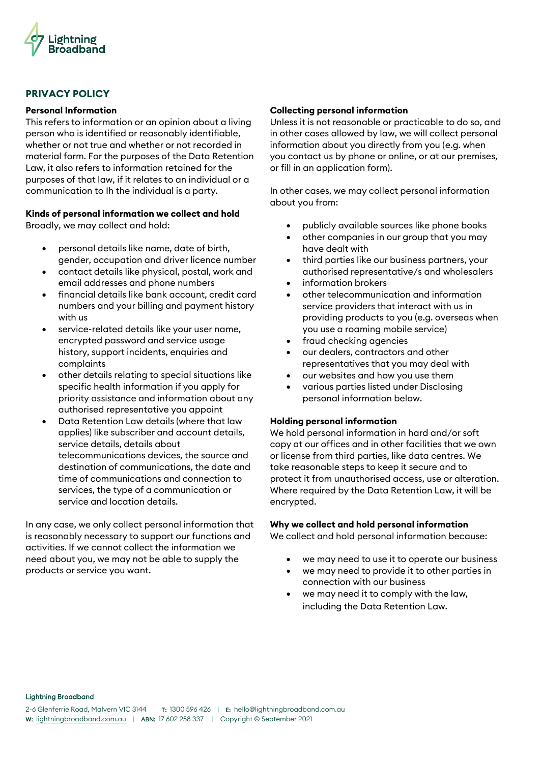## PRIVACY POLICY

### Personal Information

This refers to information or an opinion about a living person who is identified or reasonably identifiable, whether or not true and whether or not recorded in material form. For the purposes of the Data Retention Law, it also refers to information retained for the purposes of that law, if it relates to an individual or a communication to Ih the individual is a party.

### Kinds of personal information we collect and hold

Broadly, we may collect and hold:

- personal details like name, date of birth, gender, occupation and driver licence number
- contact details like physical, postal, work and email addresses and phone numbers
- financial details like bank account, credit card numbers and your billing and payment history with us
- service-related details like your user name, encrypted password and service usage history, support incidents, enquiries and complaints
- other details relating to special situations like specific health information if you apply for priority assistance and information about any authorised representative you appoint
- Data Retention Law details (where that law applies) like subscriber and account details, service details, details about telecommunications devices, the source and destination of communications, the date and time of communications and connection to services, the type of a communication or service and location details.

In any case, we only collect personal information that is reasonably necessary to support our functions and activities. If we cannot collect the information we need about you, we may not be able to supply the products or service you want.

### Collecting personal information

Unless it is not reasonable or practicable to do so, and in other cases allowed by law, we will collect personal information about you directly from you (e.g. when you contact us by phone or online, or at our premises, or fill in an application form).

In other cases, we may collect personal information about you from:

- publicly available sources like phone books
- other companies in our group that you may have dealt with
- third parties like our business partners, your authorised representative/s and wholesalers
- information brokers
- other telecommunication and information service providers that interact with us in providing products to you (e.g. overseas when you use a roaming mobile service)
- fraud checking agencies
- our dealers, contractors and other representatives that you may deal with
- our websites and how you use them
- various parties listed under Disclosing personal information below.

### Holding personal information

We hold personal information in hard and/or soft copy at our offices and in other facilities that we own or license from third parties, like data centres. We take reasonable steps to keep it secure and to protect it from unauthorised access, use or alteration. Where required by the Data Retention Law, it will be encrypted.

### Why we collect and hold personal information

We collect and hold personal information because:

- we may need to use it to operate our business
- we may need to provide it to other parties in connection with our business
- we may need it to comply with the law, including the Data Retention Law.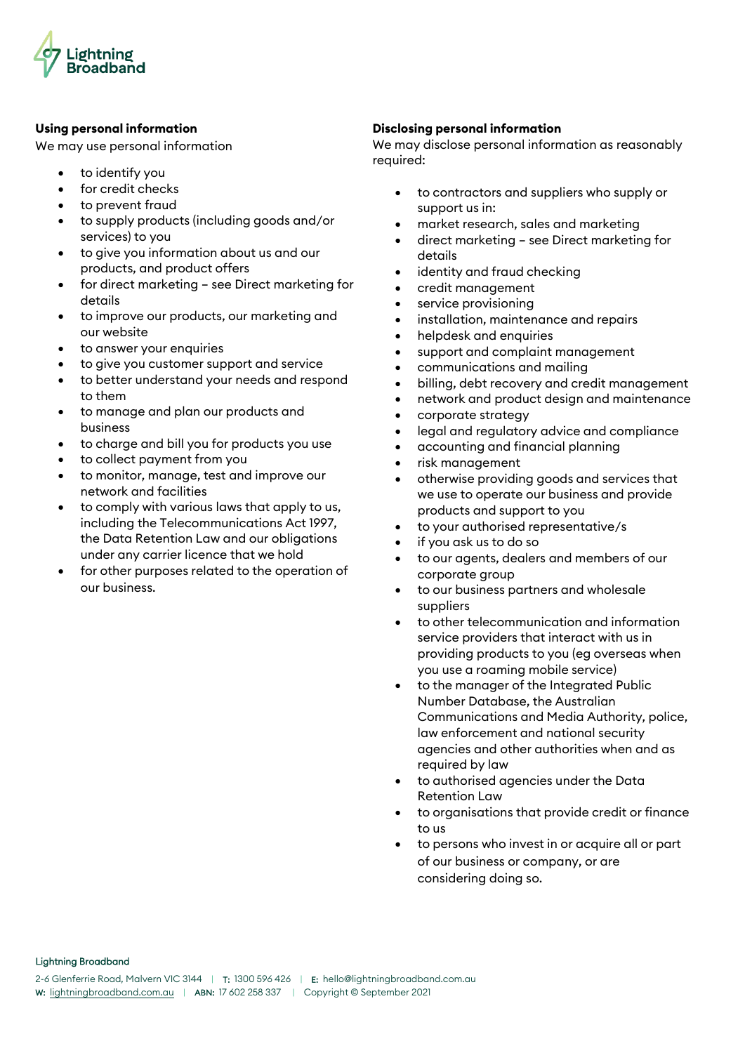## Using personal information

We may use personal information

- to identify you
- for credit checks
- to prevent fraud
- to supply products (including goods and/or services) to you
- to give you information about us and our products, and product offers
- for direct marketing – see Direct marketing for details
- to improve our products, our marketing and our website
- to answer your enquiries
- to give you customer support and service
- to better understand your needs and respond to them
- to manage and plan our products and business
- to charge and bill you for products you use
- to collect payment from you
- to monitor, manage, test and improve our network and facilities
- to comply with various laws that apply to us, including the Telecommunications Act 1997, the Data Retention Law and our obligations under any carrier licence that we hold
- for other purposes related to the operation of our business.

## Disclosing personal information

We may disclose personal information as reasonably required:

- to contractors and suppliers who supply or support us in:
- market research, sales and marketing
- direct marketing – see Direct marketing for details
- identity and fraud checking
- credit management
- service provisioning
- installation, maintenance and repairs
- helpdesk and enquiries
- support and complaint management
- communications and mailing
- billing, debt recovery and credit management
- network and product design and maintenance
- corporate strategy
- legal and regulatory advice and compliance
- accounting and financial planning
- risk management
- otherwise providing goods and services that we use to operate our business and provide products and support to you
- to your authorised representative/s
- if you ask us to do so
- to our agents, dealers and members of our corporate group
- to our business partners and wholesale suppliers
- to other telecommunication and information service providers that interact with us in providing products to you (eg overseas when you use a roaming mobile service)
- to the manager of the Integrated Public Number Database, the Australian Communications and Media Authority, police, law enforcement and national security agencies and other authorities when and as required by law
- to authorised agencies under the Data Retention Law
- to organisations that provide credit or finance to us
- to persons who invest in or acquire all or part of our business or company, or are considering doing so.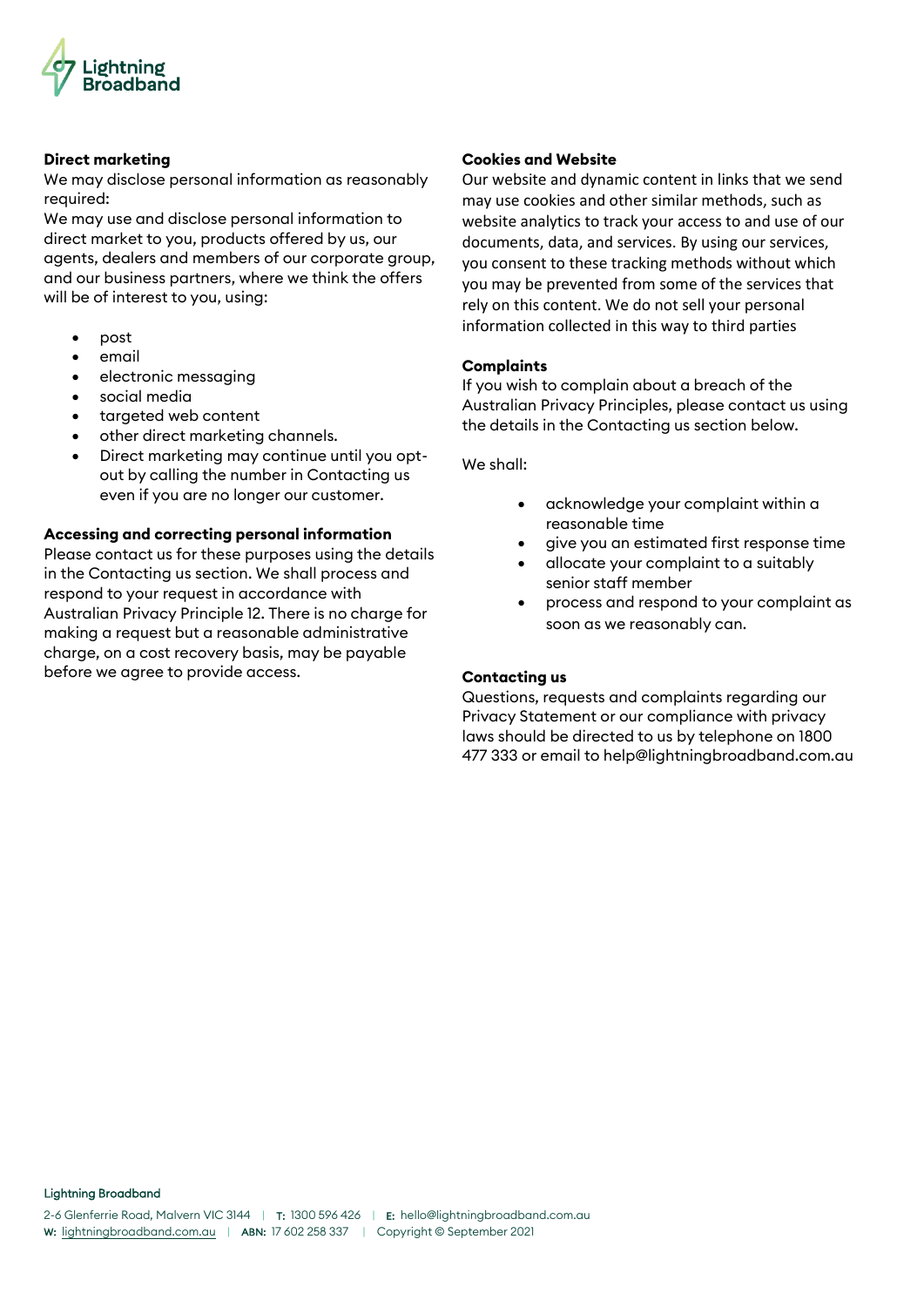**Direct marketing**

We may disclose personal information as reasonably required:

We may use and disclose personal information to direct market to you, products offered by us, our agents, dealers and members of our corporate group, and our business partners, where we think the offers will be of interest to you, using:

- post
- email
- electronic messaging
- social media
- targeted web content
- other direct marketing channels.
- Direct marketing may continue until you opt-out by calling the number in Contacting us even if you are no longer our customer.

**Accessing and correcting personal information**

Please contact us for these purposes using the details in the Contacting us section. We shall process and respond to your request in accordance with Australian Privacy Principle 12. There is no charge for making a request but a reasonable administrative charge, on a cost recovery basis, may be payable before we agree to provide access.

**Cookies and Website**

Our website and dynamic content in links that we send may use cookies and other similar methods, such as website analytics to track your access to and use of our documents, data, and services. By using our services, you consent to these tracking methods without which you may be prevented from some of the services that rely on this content. We do not sell your personal information collected in this way to third parties

**Complaints**

If you wish to complain about a breach of the Australian Privacy Principles, please contact us using the details in the Contacting us section below.

We shall:

- acknowledge your complaint within a reasonable time
- give you an estimated first response time
- allocate your complaint to a suitably senior staff member
- process and respond to your complaint as soon as we reasonably can.

**Contacting us**

Questions, requests and complaints regarding our Privacy Statement or our compliance with privacy laws should be directed to us by telephone on 1800 477 333 or email to help@lightningbroadband.com.au